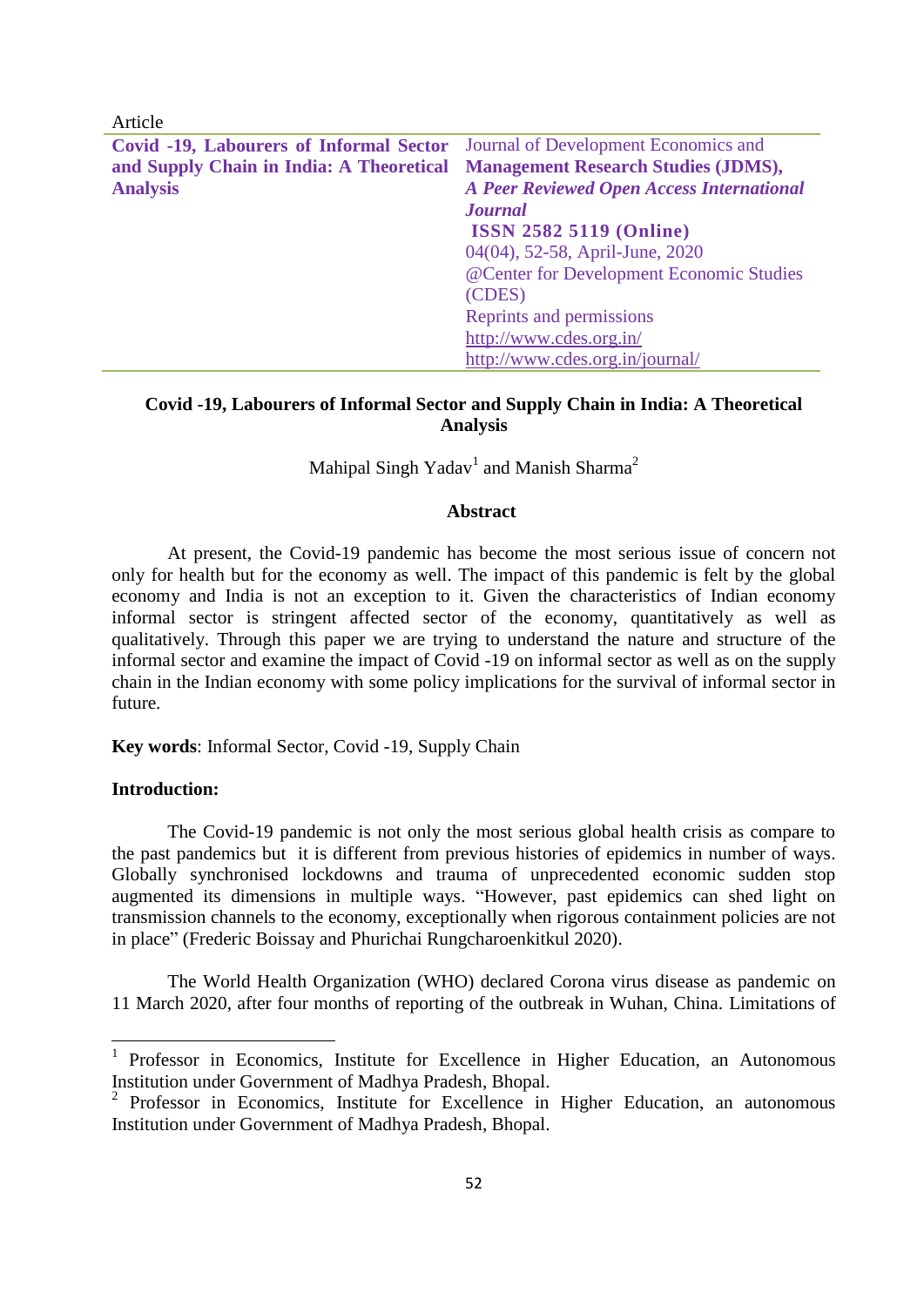Article

**Covid -19, Labourers of Informal Sector and Supply Chain in India: A Theoretical Analysis**

Journal of Development Economics and **Management Research Studies (JDMS),**
***A Peer Reviewed Open Access International Journal***
**ISSN 2582 5119 (Online)**
04(04), 52-58, April-June, 2020
@Center for Development Economic Studies (CDES)
Reprints and permissions
http://www.cdes.org.in/
http://www.cdes.org.in/journal/

# Covid -19, Labourers of Informal Sector and Supply Chain in India: A Theoretical Analysis

Mahipal Singh Yadav[1] and Manish Sharma[2]

## Abstract

At present, the Covid-19 pandemic has become the most serious issue of concern not only for health but for the economy as well. The impact of this pandemic is felt by the global economy and India is not an exception to it. Given the characteristics of Indian economy informal sector is stringent affected sector of the economy, quantitatively as well as qualitatively. Through this paper we are trying to understand the nature and structure of the informal sector and examine the impact of Covid -19 on informal sector as well as on the supply chain in the Indian economy with some policy implications for the survival of informal sector in future.

**Key words**: Informal Sector, Covid -19, Supply Chain

## Introduction:

The Covid-19 pandemic is not only the most serious global health crisis as compare to the past pandemics but it is different from previous histories of epidemics in number of ways. Globally synchronised lockdowns and trauma of unprecedented economic sudden stop augmented its dimensions in multiple ways. "However, past epidemics can shed light on transmission channels to the economy, exceptionally when rigorous containment policies are not in place" (Frederic Boissay and Phurichai Rungcharoenkitkul 2020).

The World Health Organization (WHO) declared Corona virus disease as pandemic on 11 March 2020, after four months of reporting of the outbreak in Wuhan, China. Limitations of

---

[1] Professor in Economics, Institute for Excellence in Higher Education, an Autonomous Institution under Government of Madhya Pradesh, Bhopal.

[2] Professor in Economics, Institute for Excellence in Higher Education, an autonomous Institution under Government of Madhya Pradesh, Bhopal.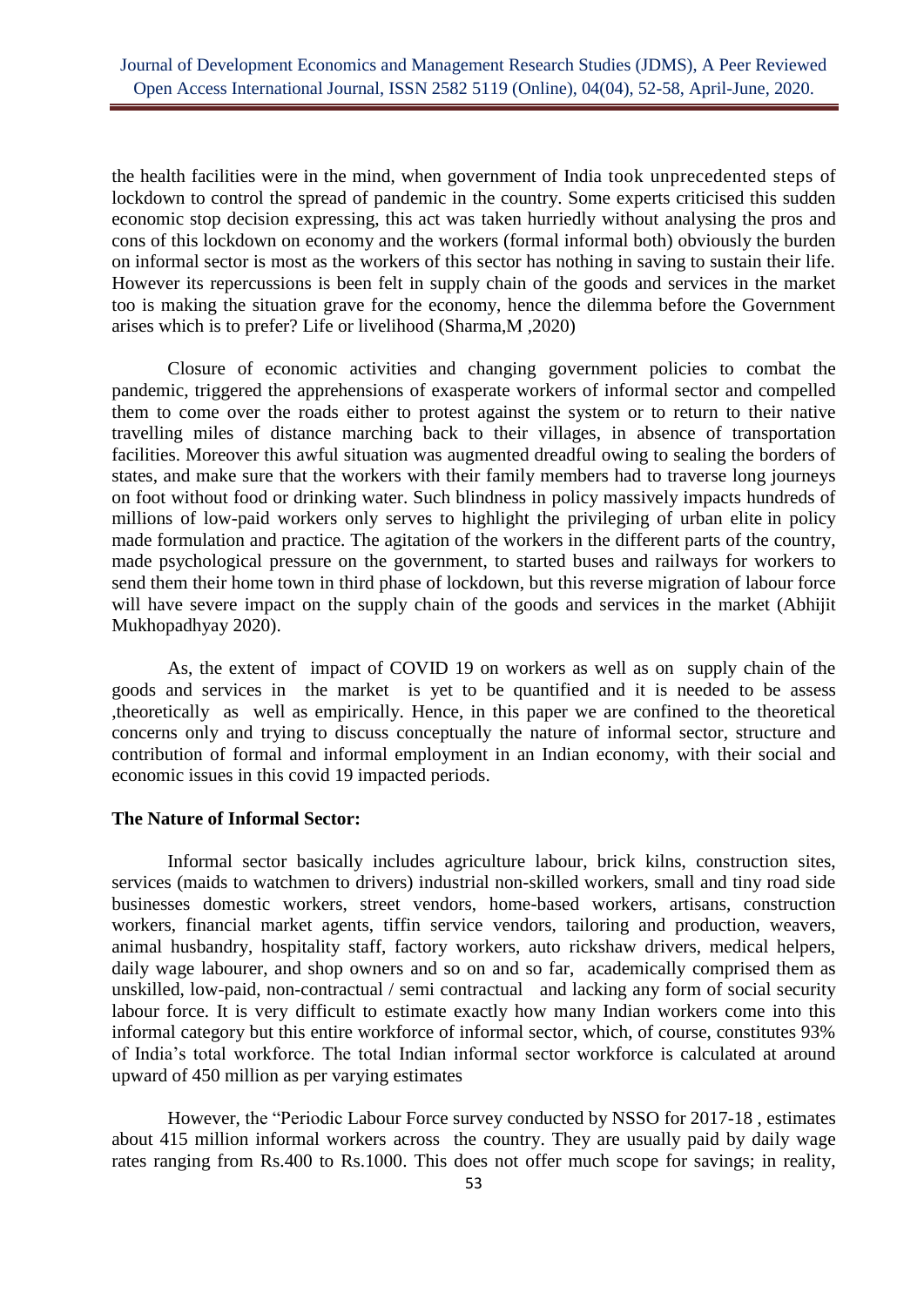the health facilities were in the mind, when government of India took unprecedented steps of lockdown to control the spread of pandemic in the country. Some experts criticised this sudden economic stop decision expressing, this act was taken hurriedly without analysing the pros and cons of this lockdown on economy and the workers (formal informal both) obviously the burden on informal sector is most as the workers of this sector has nothing in saving to sustain their life. However its repercussions is been felt in supply chain of the goods and services in the market too is making the situation grave for the economy, hence the dilemma before the Government arises which is to prefer? Life or livelihood (Sharma,M ,2020)

Closure of economic activities and changing government policies to combat the pandemic, triggered the apprehensions of exasperate workers of informal sector and compelled them to come over the roads either to protest against the system or to return to their native travelling miles of distance marching back to their villages, in absence of transportation facilities. Moreover this awful situation was augmented dreadful owing to sealing the borders of states, and make sure that the workers with their family members had to traverse long journeys on foot without food or drinking water. Such blindness in policy massively impacts hundreds of millions of low-paid workers only serves to highlight the privileging of urban elite in policy made formulation and practice. The agitation of the workers in the different parts of the country, made psychological pressure on the government, to started buses and railways for workers to send them their home town in third phase of lockdown, but this reverse migration of labour force will have severe impact on the supply chain of the goods and services in the market (Abhijit Mukhopadhyay 2020).

As, the extent of impact of COVID 19 on workers as well as on supply chain of the goods and services in the market is yet to be quantified and it is needed to be assess ,theoretically as well as empirically. Hence, in this paper we are confined to the theoretical concerns only and trying to discuss conceptually the nature of informal sector, structure and contribution of formal and informal employment in an Indian economy, with their social and economic issues in this covid 19 impacted periods.

**The Nature of Informal Sector:**

Informal sector basically includes agriculture labour, brick kilns, construction sites, services (maids to watchmen to drivers) industrial non-skilled workers, small and tiny road side businesses domestic workers, street vendors, home-based workers, artisans, construction workers, financial market agents, tiffin service vendors, tailoring and production, weavers, animal husbandry, hospitality staff, factory workers, auto rickshaw drivers, medical helpers, daily wage labourer, and shop owners and so on and so far, academically comprised them as unskilled, low-paid, non-contractual / semi contractual and lacking any form of social security labour force. It is very difficult to estimate exactly how many Indian workers come into this informal category but this entire workforce of informal sector, which, of course, constitutes 93% of India's total workforce. The total Indian informal sector workforce is calculated at around upward of 450 million as per varying estimates

However, the "Periodic Labour Force survey conducted by NSSO for 2017-18 , estimates about 415 million informal workers across the country. They are usually paid by daily wage rates ranging from Rs.400 to Rs.1000. This does not offer much scope for savings; in reality,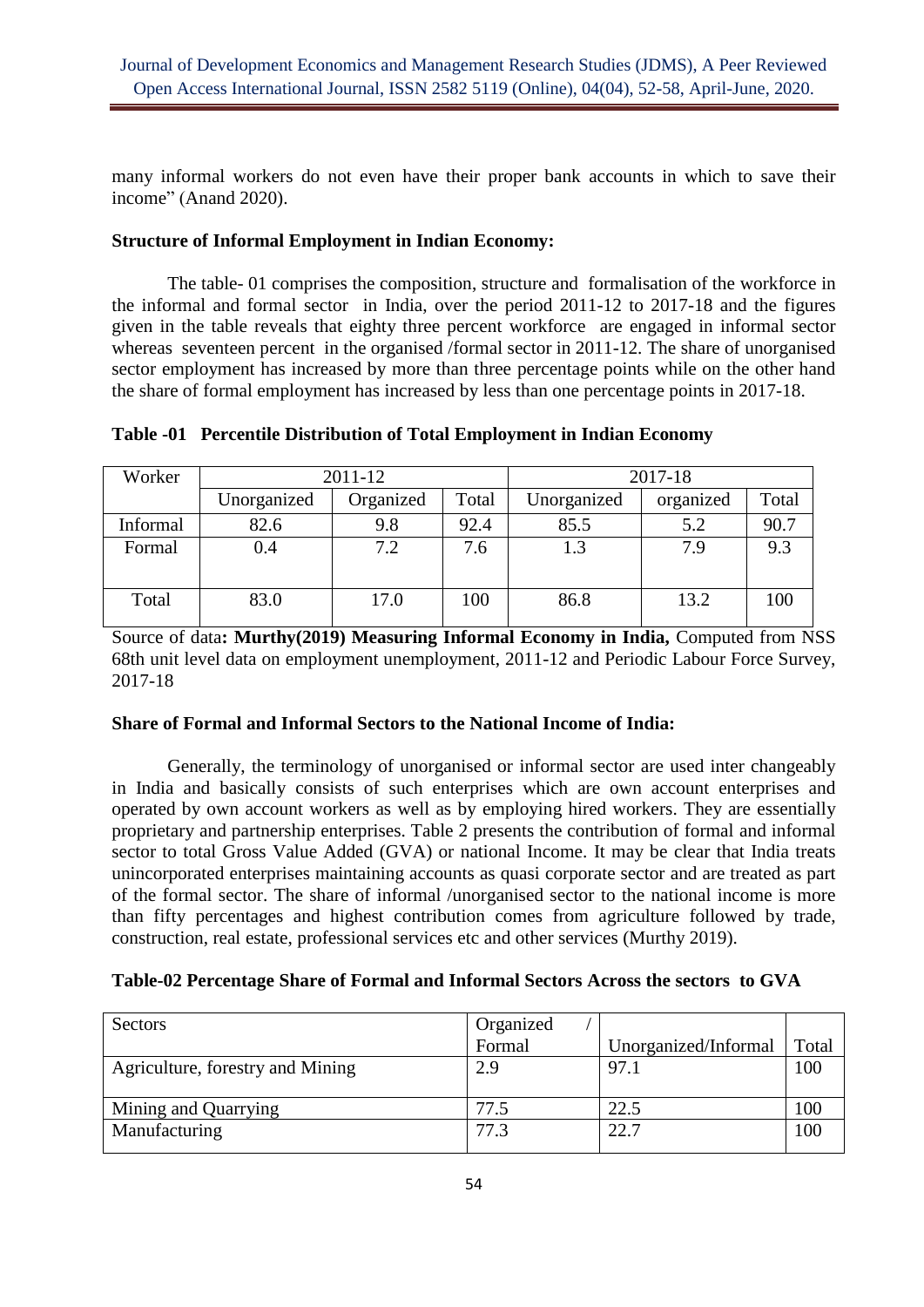many informal workers do not even have their proper bank accounts in which to save their income" (Anand 2020).

**Structure of Informal Employment in Indian Economy:**

The table- 01 comprises the composition, structure and formalisation of the workforce in the informal and formal sector in India, over the period 2011-12 to 2017-18 and the figures given in the table reveals that eighty three percent workforce are engaged in informal sector whereas seventeen percent in the organised /formal sector in 2011-12. The share of unorganised sector employment has increased by more than three percentage points while on the other hand the share of formal employment has increased by less than one percentage points in 2017-18.

**Table -01 Percentile Distribution of Total Employment in Indian Economy**

| Worker | 2011-12 | | | 2017-18 | | |
|---|---|---|---|---|---|---|
| | Unorganized | Organized | Total | Unorganized | organized | Total |
| Informal | 82.6 | 9.8 | 92.4 | 85.5 | 5.2 | 90.7 |
| Formal | 0.4 | 7.2 | 7.6 | 1.3 | 7.9 | 9.3 |
| Total | 83.0 | 17.0 | 100 | 86.8 | 13.2 | 100 |

Source of data**: Murthy(2019) Measuring Informal Economy in India,** Computed from NSS 68th unit level data on employment unemployment, 2011-12 and Periodic Labour Force Survey, 2017-18

**Share of Formal and Informal Sectors to the National Income of India:**

Generally, the terminology of unorganised or informal sector are used inter changeably in India and basically consists of such enterprises which are own account enterprises and operated by own account workers as well as by employing hired workers. They are essentially proprietary and partnership enterprises. Table 2 presents the contribution of formal and informal sector to total Gross Value Added (GVA) or national Income. It may be clear that India treats unincorporated enterprises maintaining accounts as quasi corporate sector and are treated as part of the formal sector. The share of informal /unorganised sector to the national income is more than fifty percentages and highest contribution comes from agriculture followed by trade, construction, real estate, professional services etc and other services (Murthy 2019).

**Table-02 Percentage Share of Formal and Informal Sectors Across the sectors to GVA**

| Sectors | Organized / Formal | Unorganized/Informal | Total |
|---|---|---|---|
| Agriculture, forestry and Mining | 2.9 | 97.1 | 100 |
| Mining and Quarrying | 77.5 | 22.5 | 100 |
| Manufacturing | 77.3 | 22.7 | 100 |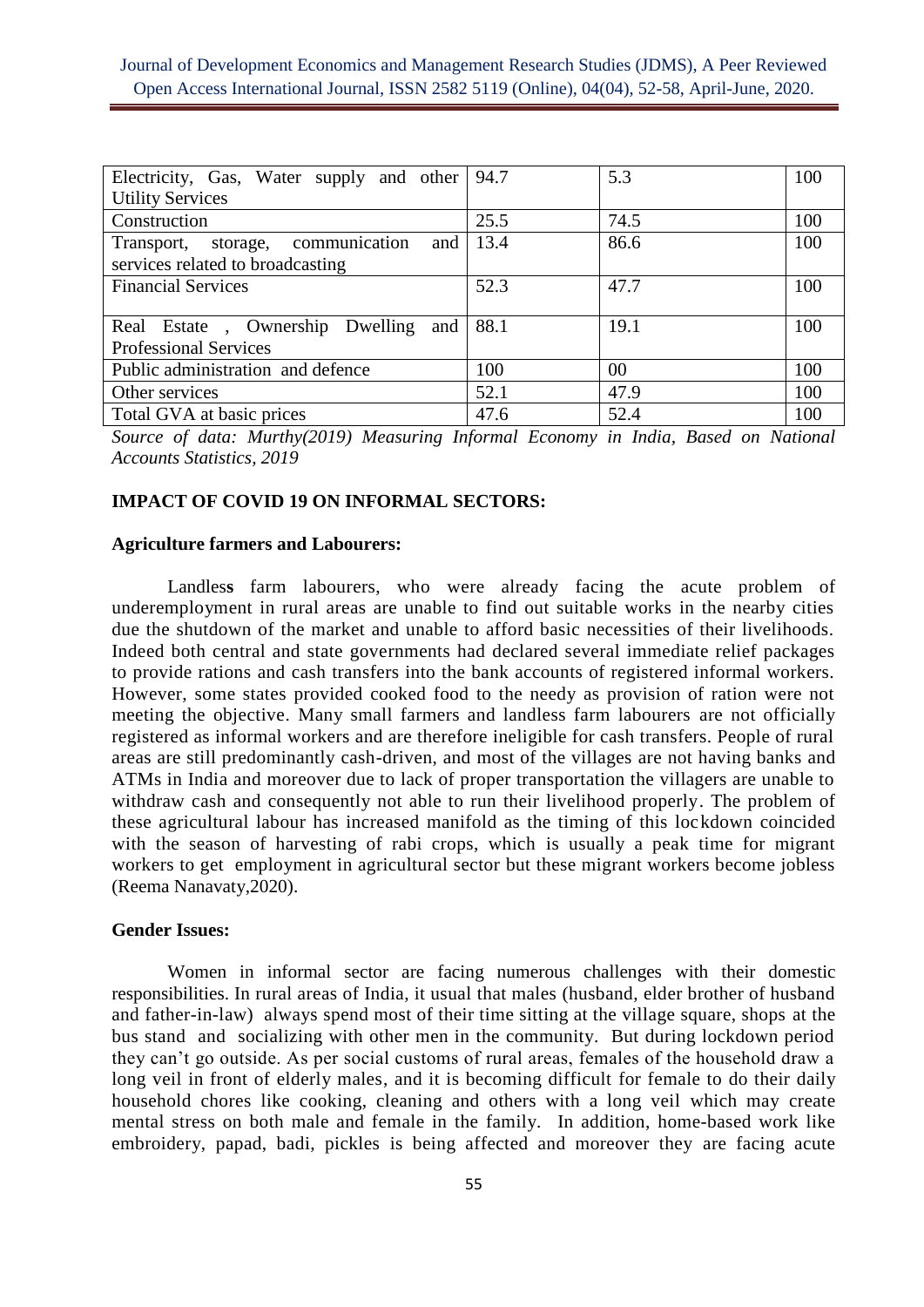| Electricity, Gas, Water supply and other Utility Services | 94.7 | 5.3 | 100 |
|---|---|---|---|
| Construction | 25.5 | 74.5 | 100 |
| Transport, storage, communication and services related to broadcasting | 13.4 | 86.6 | 100 |
| Financial Services | 52.3 | 47.7 | 100 |
| Real Estate , Ownership Dwelling and Professional Services | 88.1 | 19.1 | 100 |
| Public administration and defence | 100 | 00 | 100 |
| Other services | 52.1 | 47.9 | 100 |
| Total GVA at basic prices | 47.6 | 52.4 | 100 |

*Source of data: Murthy(2019) Measuring Informal Economy in India, Based on National Accounts Statistics, 2019*

## IMPACT OF COVID 19 ON INFORMAL SECTORS:

### Agriculture farmers and Labourers:

Landless farm labourers, who were already facing the acute problem of underemployment in rural areas are unable to find out suitable works in the nearby cities due the shutdown of the market and unable to afford basic necessities of their livelihoods. Indeed both central and state governments had declared several immediate relief packages to provide rations and cash transfers into the bank accounts of registered informal workers. However, some states provided cooked food to the needy as provision of ration were not meeting the objective. Many small farmers and landless farm labourers are not officially registered as informal workers and are therefore ineligible for cash transfers. People of rural areas are still predominantly cash-driven, and most of the villages are not having banks and ATMs in India and moreover due to lack of proper transportation the villagers are unable to withdraw cash and consequently not able to run their livelihood properly. The problem of these agricultural labour has increased manifold as the timing of this lockdown coincided with the season of harvesting of rabi crops, which is usually a peak time for migrant workers to get employment in agricultural sector but these migrant workers become jobless (Reema Nanavaty,2020).

### Gender Issues:

Women in informal sector are facing numerous challenges with their domestic responsibilities. In rural areas of India, it usual that males (husband, elder brother of husband and father-in-law) always spend most of their time sitting at the village square, shops at the bus stand and socializing with other men in the community. But during lockdown period they can't go outside. As per social customs of rural areas, females of the household draw a long veil in front of elderly males, and it is becoming difficult for female to do their daily household chores like cooking, cleaning and others with a long veil which may create mental stress on both male and female in the family. In addition, home-based work like embroidery, papad, badi, pickles is being affected and moreover they are facing acute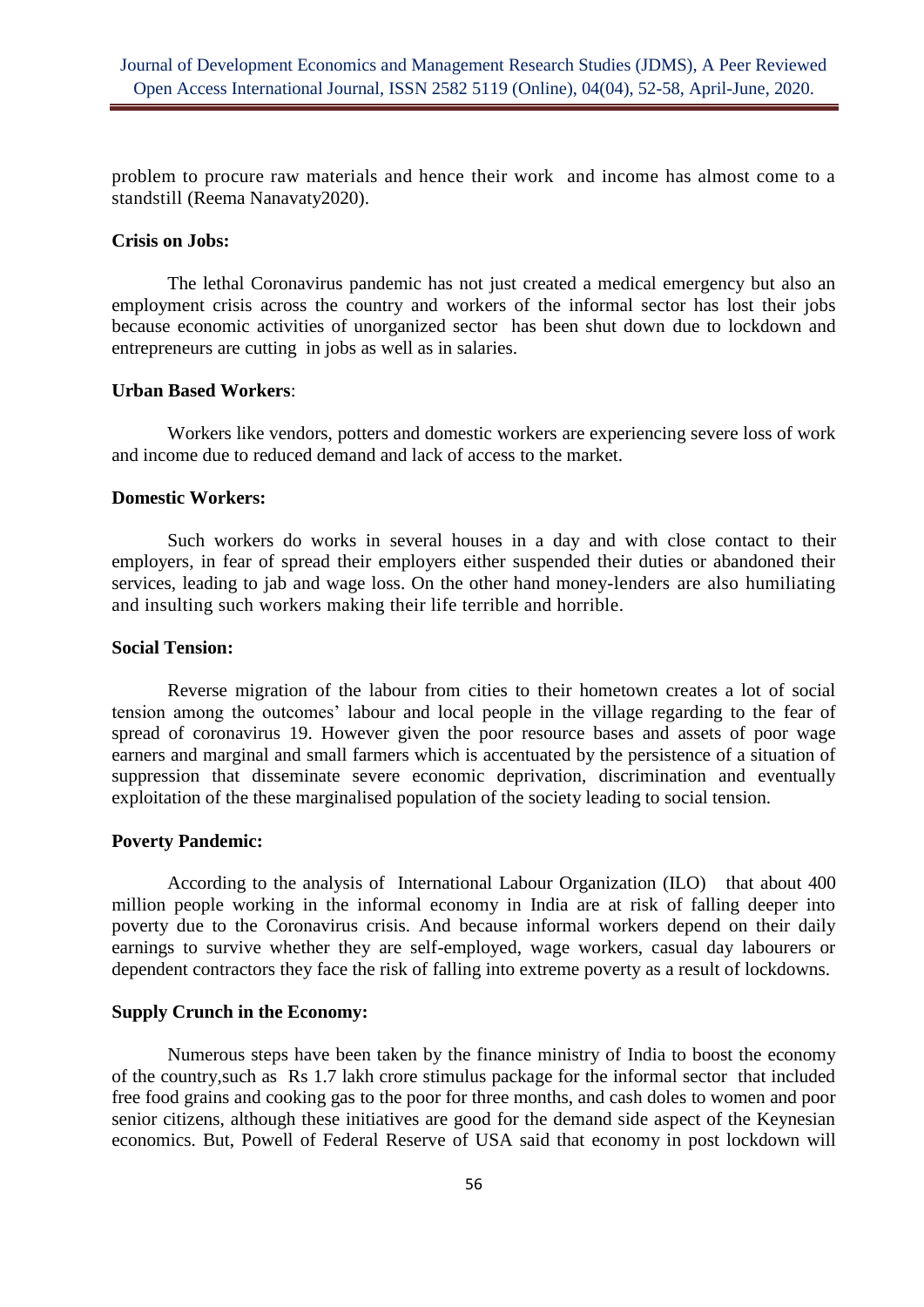problem to procure raw materials and hence their work and income has almost come to a standstill (Reema Nanavaty2020).

**Crisis on Jobs:**

The lethal Coronavirus pandemic has not just created a medical emergency but also an employment crisis across the country and workers of the informal sector has lost their jobs because economic activities of unorganized sector has been shut down due to lockdown and entrepreneurs are cutting in jobs as well as in salaries.

**Urban Based Workers**:

Workers like vendors, potters and domestic workers are experiencing severe loss of work and income due to reduced demand and lack of access to the market.

**Domestic Workers:**

Such workers do works in several houses in a day and with close contact to their employers, in fear of spread their employers either suspended their duties or abandoned their services, leading to jab and wage loss. On the other hand money-lenders are also humiliating and insulting such workers making their life terrible and horrible.

**Social Tension:**

Reverse migration of the labour from cities to their hometown creates a lot of social tension among the outcomes' labour and local people in the village regarding to the fear of spread of coronavirus 19. However given the poor resource bases and assets of poor wage earners and marginal and small farmers which is accentuated by the persistence of a situation of suppression that disseminate severe economic deprivation, discrimination and eventually exploitation of the these marginalised population of the society leading to social tension.

**Poverty Pandemic:**

According to the analysis of International Labour Organization (ILO) that about 400 million people working in the informal economy in India are at risk of falling deeper into poverty due to the Coronavirus crisis. And because informal workers depend on their daily earnings to survive whether they are self-employed, wage workers, casual day labourers or dependent contractors they face the risk of falling into extreme poverty as a result of lockdowns.

**Supply Crunch in the Economy:**

Numerous steps have been taken by the finance ministry of India to boost the economy of the country,such as Rs 1.7 lakh crore stimulus package for the informal sector that included free food grains and cooking gas to the poor for three months, and cash doles to women and poor senior citizens, although these initiatives are good for the demand side aspect of the Keynesian economics. But, Powell of Federal Reserve of USA said that economy in post lockdown will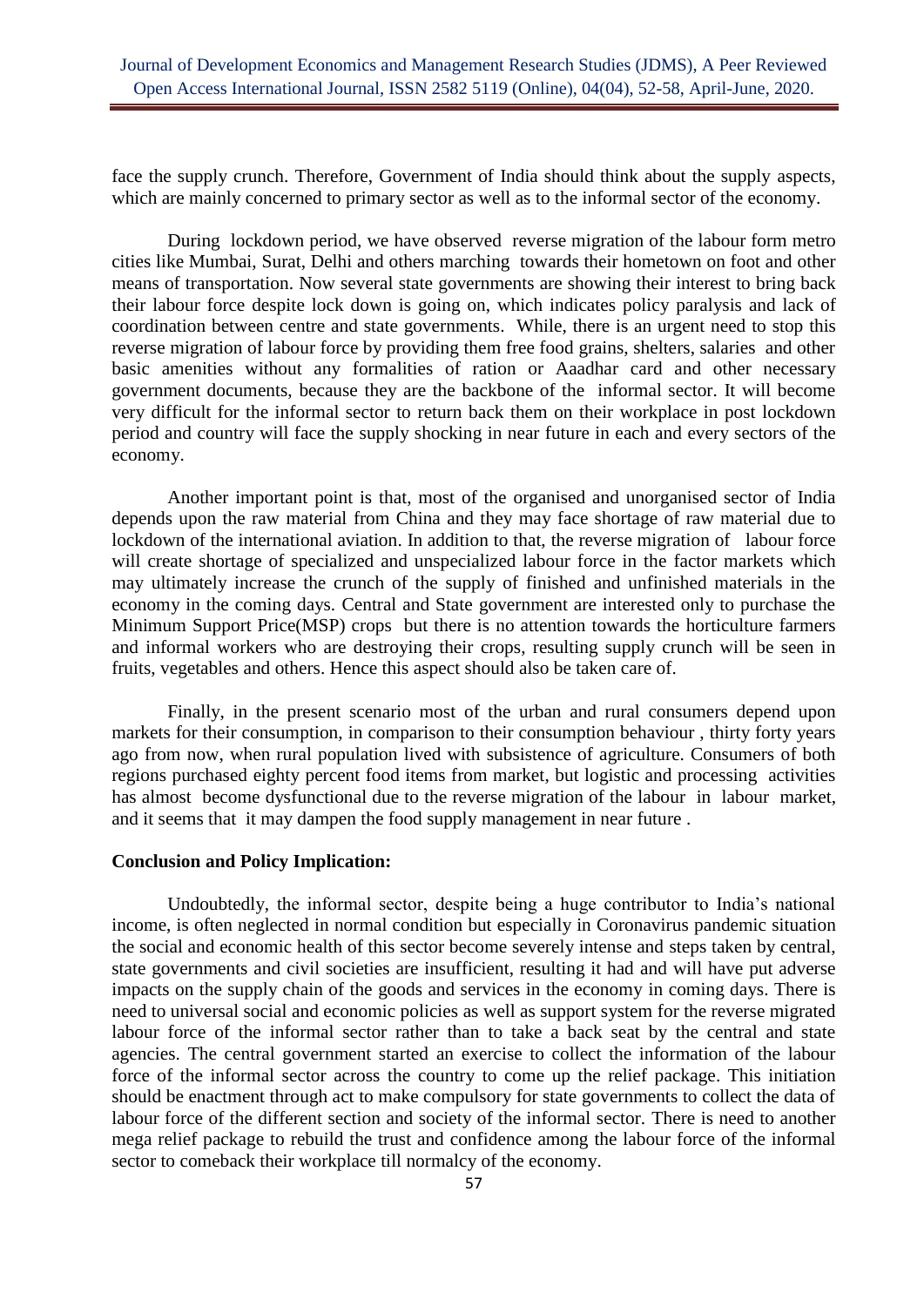face the supply crunch. Therefore, Government of India should think about the supply aspects, which are mainly concerned to primary sector as well as to the informal sector of the economy.

During lockdown period, we have observed reverse migration of the labour form metro cities like Mumbai, Surat, Delhi and others marching towards their hometown on foot and other means of transportation. Now several state governments are showing their interest to bring back their labour force despite lock down is going on, which indicates policy paralysis and lack of coordination between centre and state governments. While, there is an urgent need to stop this reverse migration of labour force by providing them free food grains, shelters, salaries and other basic amenities without any formalities of ration or Aaadhar card and other necessary government documents, because they are the backbone of the informal sector. It will become very difficult for the informal sector to return back them on their workplace in post lockdown period and country will face the supply shocking in near future in each and every sectors of the economy.

Another important point is that, most of the organised and unorganised sector of India depends upon the raw material from China and they may face shortage of raw material due to lockdown of the international aviation. In addition to that, the reverse migration of labour force will create shortage of specialized and unspecialized labour force in the factor markets which may ultimately increase the crunch of the supply of finished and unfinished materials in the economy in the coming days. Central and State government are interested only to purchase the Minimum Support Price(MSP) crops but there is no attention towards the horticulture farmers and informal workers who are destroying their crops, resulting supply crunch will be seen in fruits, vegetables and others. Hence this aspect should also be taken care of.

Finally, in the present scenario most of the urban and rural consumers depend upon markets for their consumption, in comparison to their consumption behaviour , thirty forty years ago from now, when rural population lived with subsistence of agriculture. Consumers of both regions purchased eighty percent food items from market, but logistic and processing activities has almost become dysfunctional due to the reverse migration of the labour in labour market, and it seems that it may dampen the food supply management in near future .

**Conclusion and Policy Implication:**

Undoubtedly, the informal sector, despite being a huge contributor to India's national income, is often neglected in normal condition but especially in Coronavirus pandemic situation the social and economic health of this sector become severely intense and steps taken by central, state governments and civil societies are insufficient, resulting it had and will have put adverse impacts on the supply chain of the goods and services in the economy in coming days. There is need to universal social and economic policies as well as support system for the reverse migrated labour force of the informal sector rather than to take a back seat by the central and state agencies. The central government started an exercise to collect the information of the labour force of the informal sector across the country to come up the relief package. This initiation should be enactment through act to make compulsory for state governments to collect the data of labour force of the different section and society of the informal sector. There is need to another mega relief package to rebuild the trust and confidence among the labour force of the informal sector to comeback their workplace till normalcy of the economy.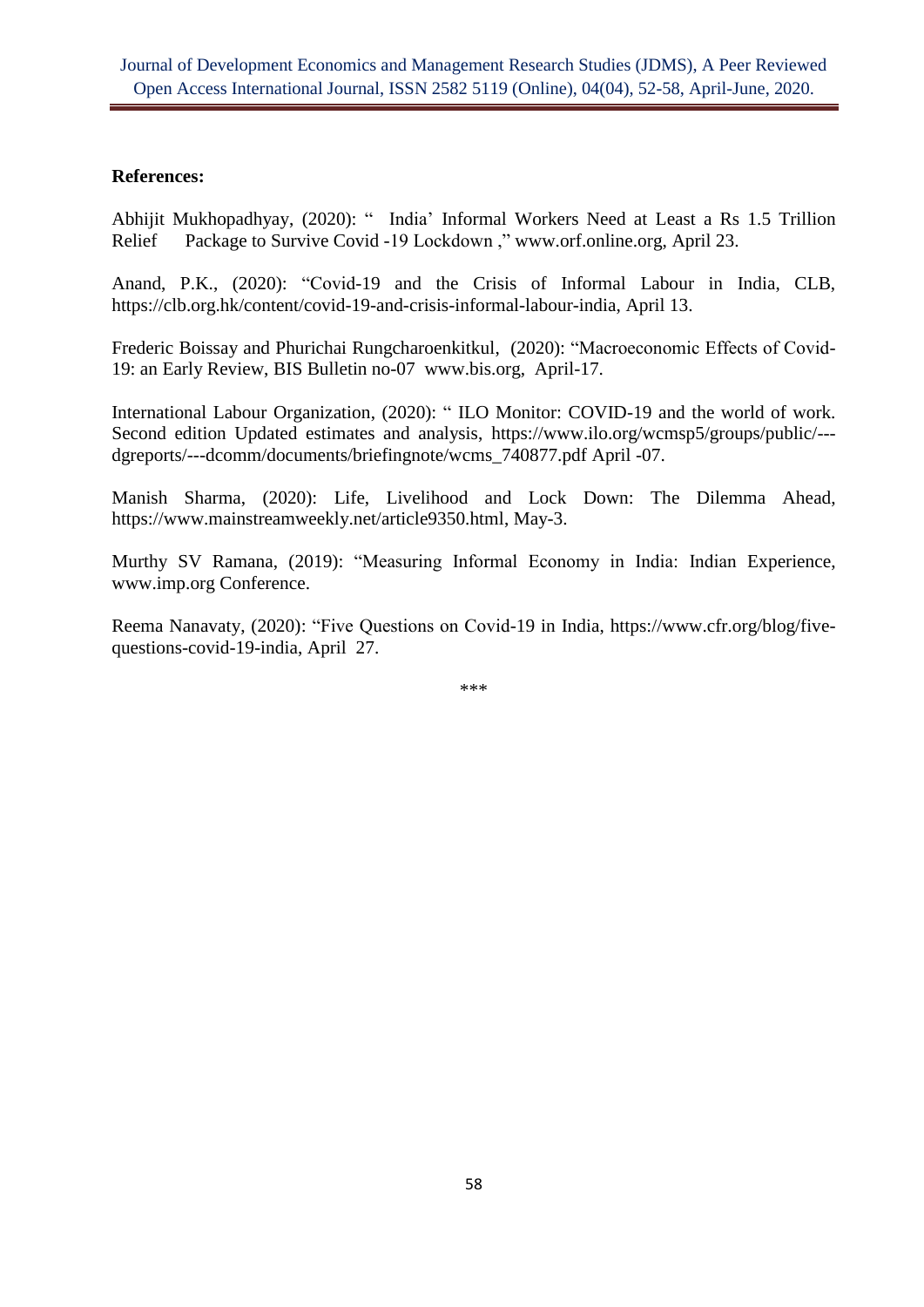**References:**

Abhijit Mukhopadhyay, (2020): " India' Informal Workers Need at Least a Rs 1.5 Trillion Relief Package to Survive Covid -19 Lockdown ," www.orf.online.org, April 23.

Anand, P.K., (2020): "Covid-19 and the Crisis of Informal Labour in India, CLB, https://clb.org.hk/content/covid-19-and-crisis-informal-labour-india, April 13.

Frederic Boissay and Phurichai Rungcharoenkitkul, (2020): "Macroeconomic Effects of Covid-19: an Early Review, BIS Bulletin no-07 www.bis.org, April-17.

International Labour Organization, (2020): " ILO Monitor: COVID-19 and the world of work. Second edition Updated estimates and analysis, https://www.ilo.org/wcmsp5/groups/public/---dgreports/---dcomm/documents/briefingnote/wcms_740877.pdf April -07.

Manish Sharma, (2020): Life, Livelihood and Lock Down: The Dilemma Ahead, https://www.mainstreamweekly.net/article9350.html, May-3.

Murthy SV Ramana, (2019): "Measuring Informal Economy in India: Indian Experience, www.imp.org Conference.

Reema Nanavaty, (2020): "Five Questions on Covid-19 in India, https://www.cfr.org/blog/five-questions-covid-19-india, April 27.

***